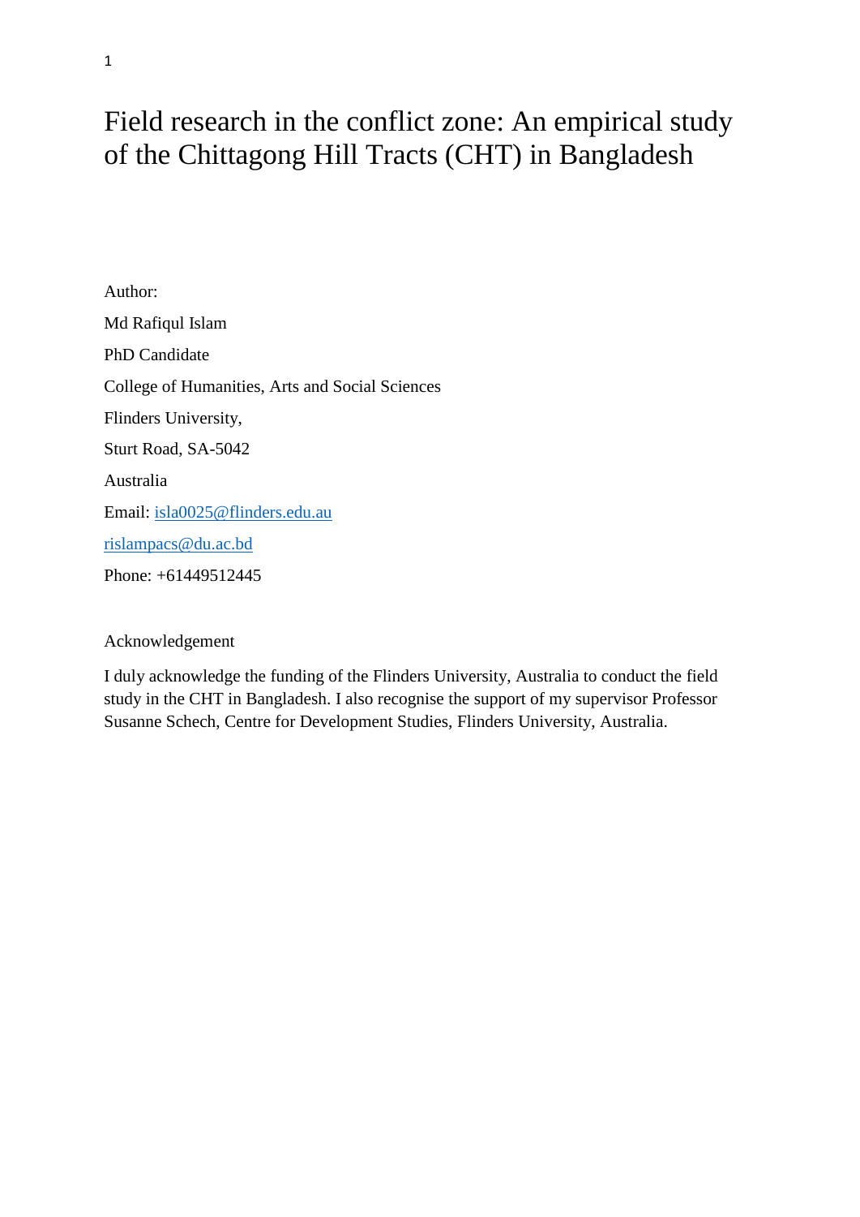# Field research in the conflict zone: An empirical study of the Chittagong Hill Tracts (CHT) in Bangladesh

Author:

Md Rafiqul Islam

PhD Candidate

College of Humanities, Arts and Social Sciences

Flinders University,

Sturt Road, SA-5042

Australia

Email: isla0025@flinders.edu.au

rislampacs@du.ac.bd

Phone: +61449512445

Acknowledgement

I duly acknowledge the funding of the Flinders University, Australia to conduct the field study in the CHT in Bangladesh. I also recognise the support of my supervisor Professor Susanne Schech, Centre for Development Studies, Flinders University, Australia.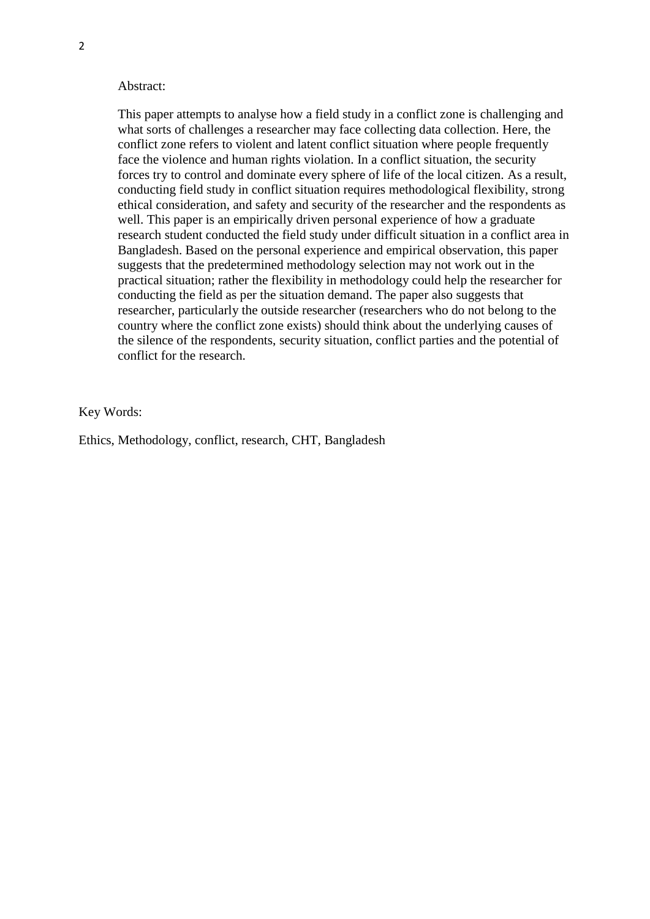Abstract:

This paper attempts to analyse how a field study in a conflict zone is challenging and what sorts of challenges a researcher may face collecting data collection. Here, the conflict zone refers to violent and latent conflict situation where people frequently face the violence and human rights violation. In a conflict situation, the security forces try to control and dominate every sphere of life of the local citizen. As a result, conducting field study in conflict situation requires methodological flexibility, strong ethical consideration, and safety and security of the researcher and the respondents as well. This paper is an empirically driven personal experience of how a graduate research student conducted the field study under difficult situation in a conflict area in Bangladesh. Based on the personal experience and empirical observation, this paper suggests that the predetermined methodology selection may not work out in the practical situation; rather the flexibility in methodology could help the researcher for conducting the field as per the situation demand. The paper also suggests that researcher, particularly the outside researcher (researchers who do not belong to the country where the conflict zone exists) should think about the underlying causes of the silence of the respondents, security situation, conflict parties and the potential of conflict for the research.

Key Words:

Ethics, Methodology, conflict, research, CHT, Bangladesh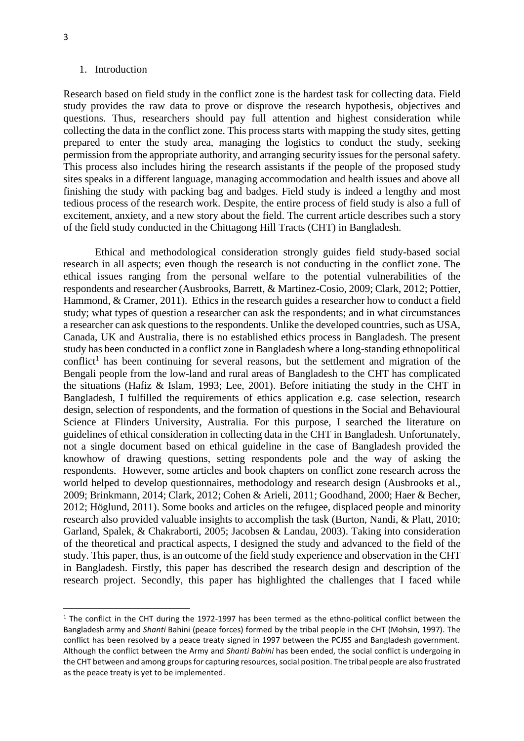## 1. Introduction

Research based on field study in the conflict zone is the hardest task for collecting data. Field study provides the raw data to prove or disprove the research hypothesis, objectives and questions. Thus, researchers should pay full attention and highest consideration while collecting the data in the conflict zone. This process starts with mapping the study sites, getting prepared to enter the study area, managing the logistics to conduct the study, seeking permission from the appropriate authority, and arranging security issues for the personal safety. This process also includes hiring the research assistants if the people of the proposed study sites speaks in a different language, managing accommodation and health issues and above all finishing the study with packing bag and badges. Field study is indeed a lengthy and most tedious process of the research work. Despite, the entire process of field study is also a full of excitement, anxiety, and a new story about the field. The current article describes such a story of the field study conducted in the Chittagong Hill Tracts (CHT) in Bangladesh.

Ethical and methodological consideration strongly guides field study-based social research in all aspects; even though the research is not conducting in the conflict zone. The ethical issues ranging from the personal welfare to the potential vulnerabilities of the respondents and researcher (Ausbrooks, Barrett, & Martinez-Cosio, 2009; Clark, 2012; Pottier, Hammond, & Cramer, 2011). Ethics in the research guides a researcher how to conduct a field study; what types of question a researcher can ask the respondents; and in what circumstances a researcher can ask questions to the respondents. Unlike the developed countries, such as USA, Canada, UK and Australia, there is no established ethics process in Bangladesh. The present study has been conducted in a conflict zone in Bangladesh where a long-standing ethnopolitical conflict[1] has been continuing for several reasons, but the settlement and migration of the Bengali people from the low-land and rural areas of Bangladesh to the CHT has complicated the situations (Hafiz & Islam, 1993; Lee, 2001). Before initiating the study in the CHT in Bangladesh, I fulfilled the requirements of ethics application e.g. case selection, research design, selection of respondents, and the formation of questions in the Social and Behavioural Science at Flinders University, Australia. For this purpose, I searched the literature on guidelines of ethical consideration in collecting data in the CHT in Bangladesh. Unfortunately, not a single document based on ethical guideline in the case of Bangladesh provided the knowhow of drawing questions, setting respondents pole and the way of asking the respondents. However, some articles and book chapters on conflict zone research across the world helped to develop questionnaires, methodology and research design (Ausbrooks et al., 2009; Brinkmann, 2014; Clark, 2012; Cohen & Arieli, 2011; Goodhand, 2000; Haer & Becher, 2012; Höglund, 2011). Some books and articles on the refugee, displaced people and minority research also provided valuable insights to accomplish the task (Burton, Nandi, & Platt, 2010; Garland, Spalek, & Chakraborti, 2005; Jacobsen & Landau, 2003). Taking into consideration of the theoretical and practical aspects, I designed the study and advanced to the field of the study. This paper, thus, is an outcome of the field study experience and observation in the CHT in Bangladesh. Firstly, this paper has described the research design and description of the research project. Secondly, this paper has highlighted the challenges that I faced while

---

[1] The conflict in the CHT during the 1972-1997 has been termed as the ethno-political conflict between the Bangladesh army and *Shanti* Bahini (peace forces) formed by the tribal people in the CHT (Mohsin, 1997). The conflict has been resolved by a peace treaty signed in 1997 between the PCJSS and Bangladesh government. Although the conflict between the Army and *Shanti Bahini* has been ended, the social conflict is undergoing in the CHT between and among groups for capturing resources, social position. The tribal people are also frustrated as the peace treaty is yet to be implemented.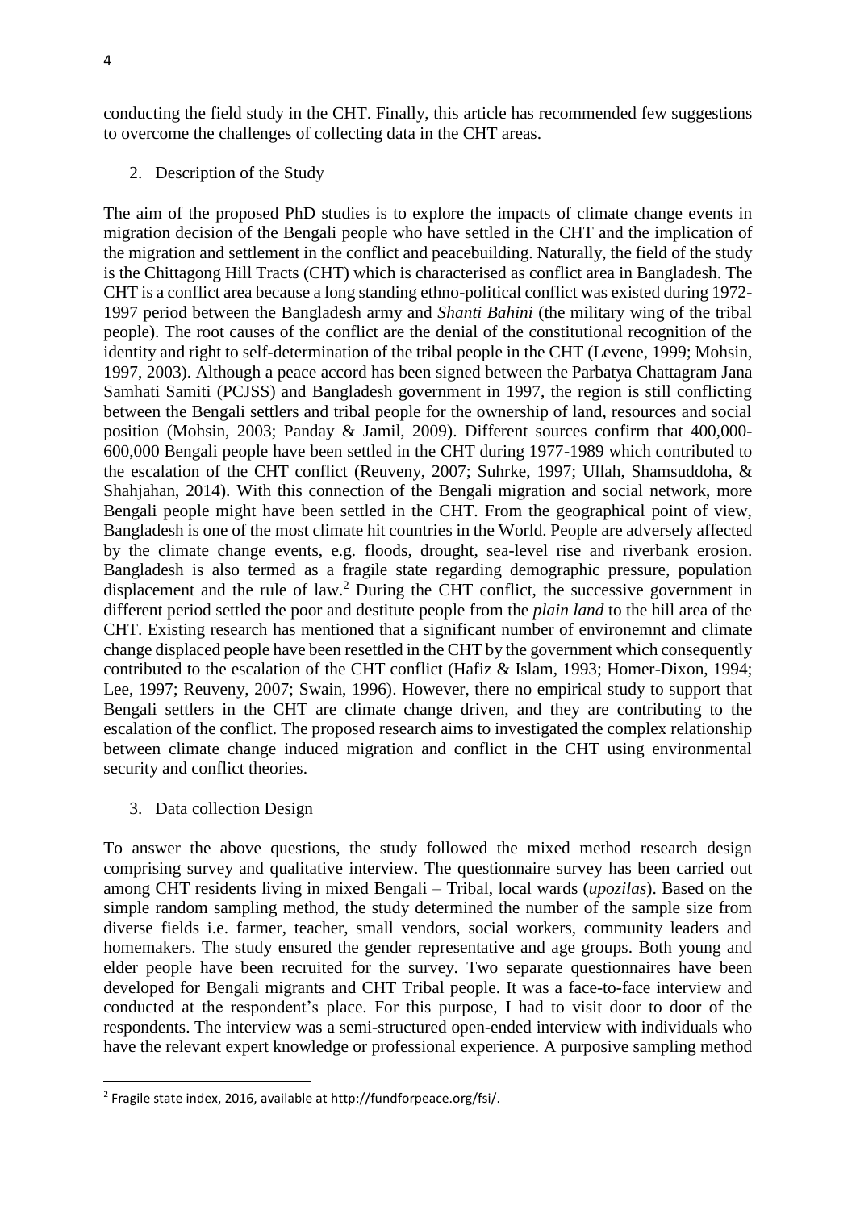conducting the field study in the CHT. Finally, this article has recommended few suggestions to overcome the challenges of collecting data in the CHT areas.

## 2. Description of the Study

The aim of the proposed PhD studies is to explore the impacts of climate change events in migration decision of the Bengali people who have settled in the CHT and the implication of the migration and settlement in the conflict and peacebuilding. Naturally, the field of the study is the Chittagong Hill Tracts (CHT) which is characterised as conflict area in Bangladesh. The CHT is a conflict area because a long standing ethno-political conflict was existed during 1972-1997 period between the Bangladesh army and *Shanti Bahini* (the military wing of the tribal people). The root causes of the conflict are the denial of the constitutional recognition of the identity and right to self-determination of the tribal people in the CHT (Levene, 1999; Mohsin, 1997, 2003). Although a peace accord has been signed between the Parbatya Chattagram Jana Samhati Samiti (PCJSS) and Bangladesh government in 1997, the region is still conflicting between the Bengali settlers and tribal people for the ownership of land, resources and social position (Mohsin, 2003; Panday & Jamil, 2009). Different sources confirm that 400,000-600,000 Bengali people have been settled in the CHT during 1977-1989 which contributed to the escalation of the CHT conflict (Reuveny, 2007; Suhrke, 1997; Ullah, Shamsuddoha, & Shahjahan, 2014). With this connection of the Bengali migration and social network, more Bengali people might have been settled in the CHT. From the geographical point of view, Bangladesh is one of the most climate hit countries in the World. People are adversely affected by the climate change events, e.g. floods, drought, sea-level rise and riverbank erosion. Bangladesh is also termed as a fragile state regarding demographic pressure, population displacement and the rule of law.[2] During the CHT conflict, the successive government in different period settled the poor and destitute people from the *plain land* to the hill area of the CHT. Existing research has mentioned that a significant number of environemnt and climate change displaced people have been resettled in the CHT by the government which consequently contributed to the escalation of the CHT conflict (Hafiz & Islam, 1993; Homer-Dixon, 1994; Lee, 1997; Reuveny, 2007; Swain, 1996). However, there no empirical study to support that Bengali settlers in the CHT are climate change driven, and they are contributing to the escalation of the conflict. The proposed research aims to investigated the complex relationship between climate change induced migration and conflict in the CHT using environmental security and conflict theories.

## 3. Data collection Design

To answer the above questions, the study followed the mixed method research design comprising survey and qualitative interview. The questionnaire survey has been carried out among CHT residents living in mixed Bengali – Tribal, local wards (*upozilas*). Based on the simple random sampling method, the study determined the number of the sample size from diverse fields i.e. farmer, teacher, small vendors, social workers, community leaders and homemakers. The study ensured the gender representative and age groups. Both young and elder people have been recruited for the survey. Two separate questionnaires have been developed for Bengali migrants and CHT Tribal people. It was a face-to-face interview and conducted at the respondent's place. For this purpose, I had to visit door to door of the respondents. The interview was a semi-structured open-ended interview with individuals who have the relevant expert knowledge or professional experience. A purposive sampling method

[2] Fragile state index, 2016, available at http://fundforpeace.org/fsi/.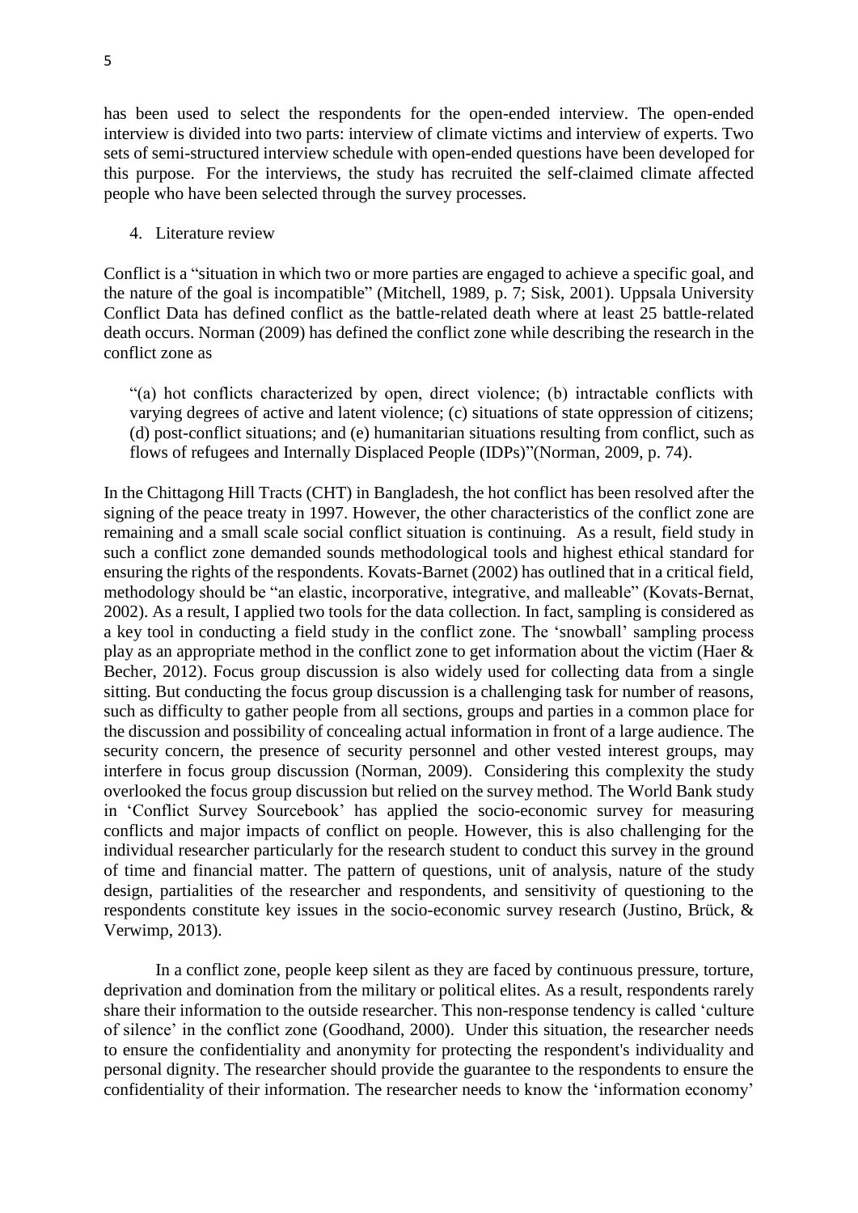has been used to select the respondents for the open-ended interview. The open-ended interview is divided into two parts: interview of climate victims and interview of experts. Two sets of semi-structured interview schedule with open-ended questions have been developed for this purpose. For the interviews, the study has recruited the self-claimed climate affected people who have been selected through the survey processes.

4. Literature review

Conflict is a "situation in which two or more parties are engaged to achieve a specific goal, and the nature of the goal is incompatible" (Mitchell, 1989, p. 7; Sisk, 2001). Uppsala University Conflict Data has defined conflict as the battle-related death where at least 25 battle-related death occurs. Norman (2009) has defined the conflict zone while describing the research in the conflict zone as

> "(a) hot conflicts characterized by open, direct violence; (b) intractable conflicts with varying degrees of active and latent violence; (c) situations of state oppression of citizens; (d) post-conflict situations; and (e) humanitarian situations resulting from conflict, such as flows of refugees and Internally Displaced People (IDPs)"(Norman, 2009, p. 74).

In the Chittagong Hill Tracts (CHT) in Bangladesh, the hot conflict has been resolved after the signing of the peace treaty in 1997. However, the other characteristics of the conflict zone are remaining and a small scale social conflict situation is continuing. As a result, field study in such a conflict zone demanded sounds methodological tools and highest ethical standard for ensuring the rights of the respondents. Kovats-Barnet (2002) has outlined that in a critical field, methodology should be "an elastic, incorporative, integrative, and malleable" (Kovats-Bernat, 2002). As a result, I applied two tools for the data collection. In fact, sampling is considered as a key tool in conducting a field study in the conflict zone. The 'snowball' sampling process play as an appropriate method in the conflict zone to get information about the victim (Haer & Becher, 2012). Focus group discussion is also widely used for collecting data from a single sitting. But conducting the focus group discussion is a challenging task for number of reasons, such as difficulty to gather people from all sections, groups and parties in a common place for the discussion and possibility of concealing actual information in front of a large audience. The security concern, the presence of security personnel and other vested interest groups, may interfere in focus group discussion (Norman, 2009). Considering this complexity the study overlooked the focus group discussion but relied on the survey method. The World Bank study in 'Conflict Survey Sourcebook' has applied the socio-economic survey for measuring conflicts and major impacts of conflict on people. However, this is also challenging for the individual researcher particularly for the research student to conduct this survey in the ground of time and financial matter. The pattern of questions, unit of analysis, nature of the study design, partialities of the researcher and respondents, and sensitivity of questioning to the respondents constitute key issues in the socio-economic survey research (Justino, Brück, & Verwimp, 2013).

In a conflict zone, people keep silent as they are faced by continuous pressure, torture, deprivation and domination from the military or political elites. As a result, respondents rarely share their information to the outside researcher. This non-response tendency is called 'culture of silence' in the conflict zone (Goodhand, 2000). Under this situation, the researcher needs to ensure the confidentiality and anonymity for protecting the respondent's individuality and personal dignity. The researcher should provide the guarantee to the respondents to ensure the confidentiality of their information. The researcher needs to know the 'information economy'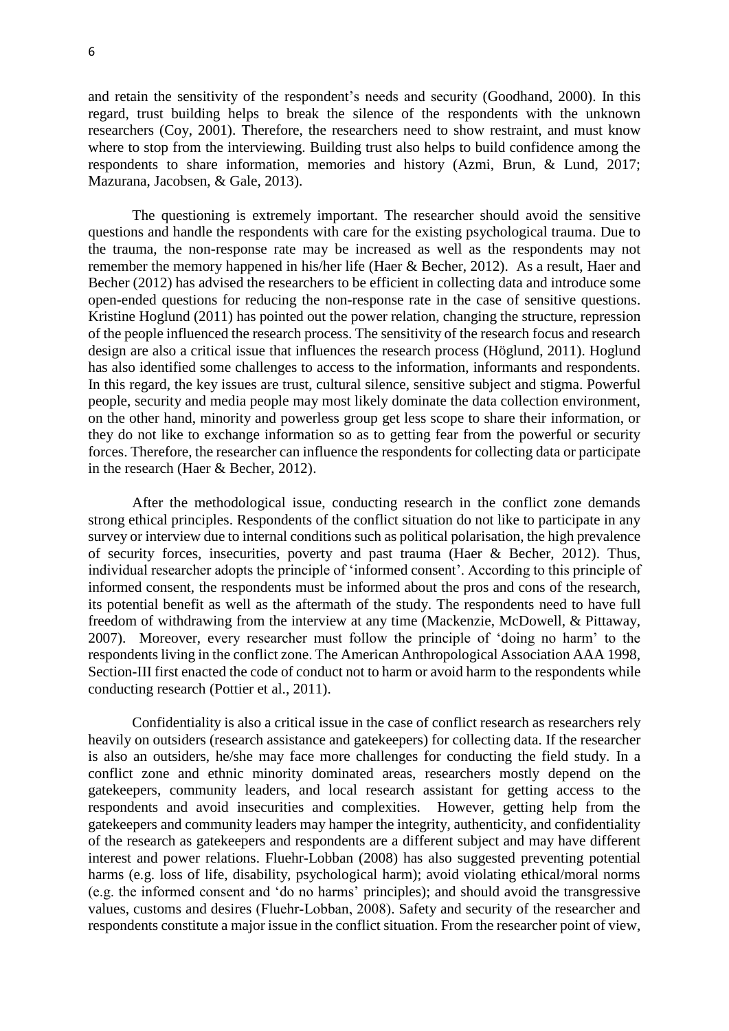and retain the sensitivity of the respondent's needs and security (Goodhand, 2000). In this regard, trust building helps to break the silence of the respondents with the unknown researchers (Coy, 2001). Therefore, the researchers need to show restraint, and must know where to stop from the interviewing. Building trust also helps to build confidence among the respondents to share information, memories and history (Azmi, Brun, & Lund, 2017; Mazurana, Jacobsen, & Gale, 2013).

The questioning is extremely important. The researcher should avoid the sensitive questions and handle the respondents with care for the existing psychological trauma. Due to the trauma, the non-response rate may be increased as well as the respondents may not remember the memory happened in his/her life (Haer & Becher, 2012). As a result, Haer and Becher (2012) has advised the researchers to be efficient in collecting data and introduce some open-ended questions for reducing the non-response rate in the case of sensitive questions. Kristine Hoglund (2011) has pointed out the power relation, changing the structure, repression of the people influenced the research process. The sensitivity of the research focus and research design are also a critical issue that influences the research process (Höglund, 2011). Hoglund has also identified some challenges to access to the information, informants and respondents. In this regard, the key issues are trust, cultural silence, sensitive subject and stigma. Powerful people, security and media people may most likely dominate the data collection environment, on the other hand, minority and powerless group get less scope to share their information, or they do not like to exchange information so as to getting fear from the powerful or security forces. Therefore, the researcher can influence the respondents for collecting data or participate in the research (Haer & Becher, 2012).

After the methodological issue, conducting research in the conflict zone demands strong ethical principles. Respondents of the conflict situation do not like to participate in any survey or interview due to internal conditions such as political polarisation, the high prevalence of security forces, insecurities, poverty and past trauma (Haer & Becher, 2012). Thus, individual researcher adopts the principle of 'informed consent'. According to this principle of informed consent, the respondents must be informed about the pros and cons of the research, its potential benefit as well as the aftermath of the study. The respondents need to have full freedom of withdrawing from the interview at any time (Mackenzie, McDowell, & Pittaway, 2007). Moreover, every researcher must follow the principle of 'doing no harm' to the respondents living in the conflict zone. The American Anthropological Association AAA 1998, Section-III first enacted the code of conduct not to harm or avoid harm to the respondents while conducting research (Pottier et al., 2011).

Confidentiality is also a critical issue in the case of conflict research as researchers rely heavily on outsiders (research assistance and gatekeepers) for collecting data. If the researcher is also an outsiders, he/she may face more challenges for conducting the field study. In a conflict zone and ethnic minority dominated areas, researchers mostly depend on the gatekeepers, community leaders, and local research assistant for getting access to the respondents and avoid insecurities and complexities. However, getting help from the gatekeepers and community leaders may hamper the integrity, authenticity, and confidentiality of the research as gatekeepers and respondents are a different subject and may have different interest and power relations. Fluehr-Lobban (2008) has also suggested preventing potential harms (e.g. loss of life, disability, psychological harm); avoid violating ethical/moral norms (e.g. the informed consent and 'do no harms' principles); and should avoid the transgressive values, customs and desires (Fluehr-Lobban, 2008). Safety and security of the researcher and respondents constitute a major issue in the conflict situation. From the researcher point of view,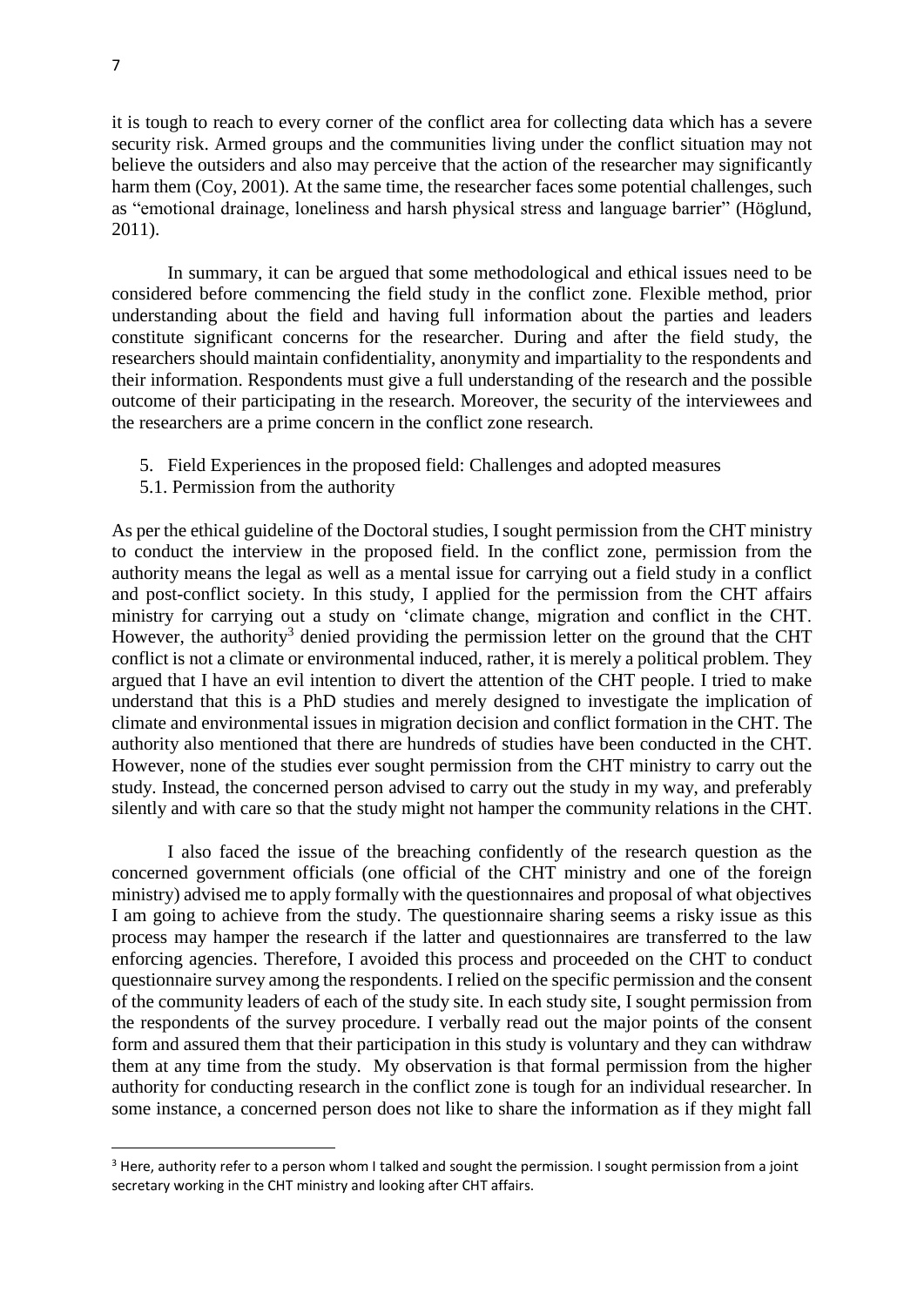it is tough to reach to every corner of the conflict area for collecting data which has a severe security risk. Armed groups and the communities living under the conflict situation may not believe the outsiders and also may perceive that the action of the researcher may significantly harm them (Coy, 2001). At the same time, the researcher faces some potential challenges, such as "emotional drainage, loneliness and harsh physical stress and language barrier" (Höglund, 2011).

In summary, it can be argued that some methodological and ethical issues need to be considered before commencing the field study in the conflict zone. Flexible method, prior understanding about the field and having full information about the parties and leaders constitute significant concerns for the researcher. During and after the field study, the researchers should maintain confidentiality, anonymity and impartiality to the respondents and their information. Respondents must give a full understanding of the research and the possible outcome of their participating in the research. Moreover, the security of the interviewees and the researchers are a prime concern in the conflict zone research.

## 5. Field Experiences in the proposed field: Challenges and adopted measures

### 5.1. Permission from the authority

As per the ethical guideline of the Doctoral studies, I sought permission from the CHT ministry to conduct the interview in the proposed field. In the conflict zone, permission from the authority means the legal as well as a mental issue for carrying out a field study in a conflict and post-conflict society. In this study, I applied for the permission from the CHT affairs ministry for carrying out a study on 'climate change, migration and conflict in the CHT. However, the authority[3] denied providing the permission letter on the ground that the CHT conflict is not a climate or environmental induced, rather, it is merely a political problem. They argued that I have an evil intention to divert the attention of the CHT people. I tried to make understand that this is a PhD studies and merely designed to investigate the implication of climate and environmental issues in migration decision and conflict formation in the CHT. The authority also mentioned that there are hundreds of studies have been conducted in the CHT. However, none of the studies ever sought permission from the CHT ministry to carry out the study. Instead, the concerned person advised to carry out the study in my way, and preferably silently and with care so that the study might not hamper the community relations in the CHT.

I also faced the issue of the breaching confidently of the research question as the concerned government officials (one official of the CHT ministry and one of the foreign ministry) advised me to apply formally with the questionnaires and proposal of what objectives I am going to achieve from the study. The questionnaire sharing seems a risky issue as this process may hamper the research if the latter and questionnaires are transferred to the law enforcing agencies. Therefore, I avoided this process and proceeded on the CHT to conduct questionnaire survey among the respondents. I relied on the specific permission and the consent of the community leaders of each of the study site. In each study site, I sought permission from the respondents of the survey procedure. I verbally read out the major points of the consent form and assured them that their participation in this study is voluntary and they can withdraw them at any time from the study. My observation is that formal permission from the higher authority for conducting research in the conflict zone is tough for an individual researcher. In some instance, a concerned person does not like to share the information as if they might fall

[3] Here, authority refer to a person whom I talked and sought the permission. I sought permission from a joint secretary working in the CHT ministry and looking after CHT affairs.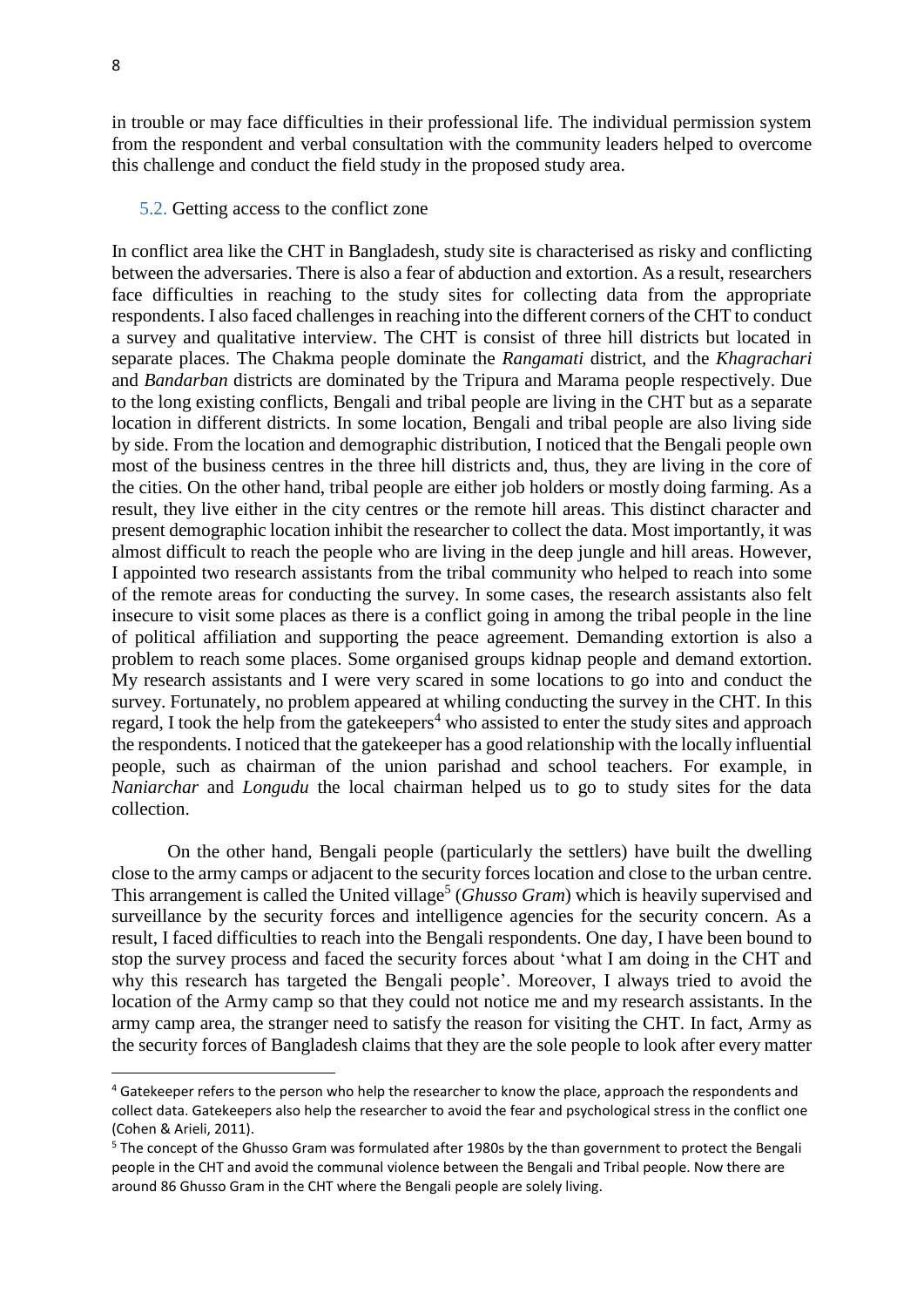in trouble or may face difficulties in their professional life. The individual permission system from the respondent and verbal consultation with the community leaders helped to overcome this challenge and conduct the field study in the proposed study area.

### 5.2. Getting access to the conflict zone

In conflict area like the CHT in Bangladesh, study site is characterised as risky and conflicting between the adversaries. There is also a fear of abduction and extortion. As a result, researchers face difficulties in reaching to the study sites for collecting data from the appropriate respondents. I also faced challenges in reaching into the different corners of the CHT to conduct a survey and qualitative interview. The CHT is consist of three hill districts but located in separate places. The Chakma people dominate the *Rangamati* district, and the *Khagrachari* and *Bandarban* districts are dominated by the Tripura and Marama people respectively. Due to the long existing conflicts, Bengali and tribal people are living in the CHT but as a separate location in different districts. In some location, Bengali and tribal people are also living side by side. From the location and demographic distribution, I noticed that the Bengali people own most of the business centres in the three hill districts and, thus, they are living in the core of the cities. On the other hand, tribal people are either job holders or mostly doing farming. As a result, they live either in the city centres or the remote hill areas. This distinct character and present demographic location inhibit the researcher to collect the data. Most importantly, it was almost difficult to reach the people who are living in the deep jungle and hill areas. However, I appointed two research assistants from the tribal community who helped to reach into some of the remote areas for conducting the survey. In some cases, the research assistants also felt insecure to visit some places as there is a conflict going in among the tribal people in the line of political affiliation and supporting the peace agreement. Demanding extortion is also a problem to reach some places. Some organised groups kidnap people and demand extortion. My research assistants and I were very scared in some locations to go into and conduct the survey. Fortunately, no problem appeared at whiling conducting the survey in the CHT. In this regard, I took the help from the gatekeepers[4] who assisted to enter the study sites and approach the respondents. I noticed that the gatekeeper has a good relationship with the locally influential people, such as chairman of the union parishad and school teachers. For example, in *Naniarchar* and *Longudu* the local chairman helped us to go to study sites for the data collection.

On the other hand, Bengali people (particularly the settlers) have built the dwelling close to the army camps or adjacent to the security forces location and close to the urban centre. This arrangement is called the United village[5] (*Ghusso Gram*) which is heavily supervised and surveillance by the security forces and intelligence agencies for the security concern. As a result, I faced difficulties to reach into the Bengali respondents. One day, I have been bound to stop the survey process and faced the security forces about 'what I am doing in the CHT and why this research has targeted the Bengali people'. Moreover, I always tried to avoid the location of the Army camp so that they could not notice me and my research assistants. In the army camp area, the stranger need to satisfy the reason for visiting the CHT. In fact, Army as the security forces of Bangladesh claims that they are the sole people to look after every matter

---

[4] Gatekeeper refers to the person who help the researcher to know the place, approach the respondents and collect data. Gatekeepers also help the researcher to avoid the fear and psychological stress in the conflict one (Cohen & Arieli, 2011).

[5] The concept of the Ghusso Gram was formulated after 1980s by the than government to protect the Bengali people in the CHT and avoid the communal violence between the Bengali and Tribal people. Now there are around 86 Ghusso Gram in the CHT where the Bengali people are solely living.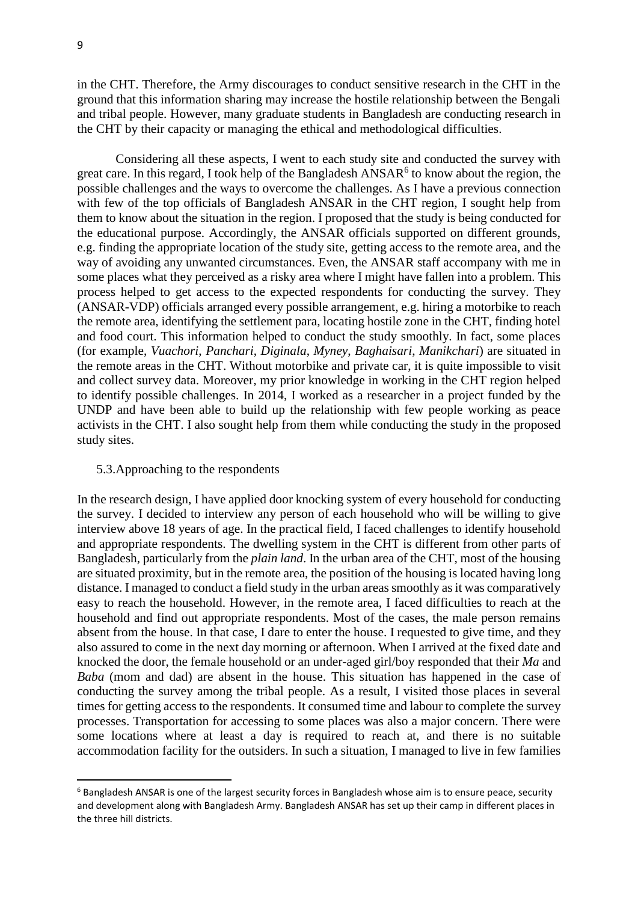in the CHT. Therefore, the Army discourages to conduct sensitive research in the CHT in the ground that this information sharing may increase the hostile relationship between the Bengali and tribal people. However, many graduate students in Bangladesh are conducting research in the CHT by their capacity or managing the ethical and methodological difficulties.

Considering all these aspects, I went to each study site and conducted the survey with great care. In this regard, I took help of the Bangladesh ANSAR[6] to know about the region, the possible challenges and the ways to overcome the challenges. As I have a previous connection with few of the top officials of Bangladesh ANSAR in the CHT region, I sought help from them to know about the situation in the region. I proposed that the study is being conducted for the educational purpose. Accordingly, the ANSAR officials supported on different grounds, e.g. finding the appropriate location of the study site, getting access to the remote area, and the way of avoiding any unwanted circumstances. Even, the ANSAR staff accompany with me in some places what they perceived as a risky area where I might have fallen into a problem. This process helped to get access to the expected respondents for conducting the survey. They (ANSAR-VDP) officials arranged every possible arrangement, e.g. hiring a motorbike to reach the remote area, identifying the settlement para, locating hostile zone in the CHT, finding hotel and food court. This information helped to conduct the study smoothly. In fact, some places (for example, *Vuachori*, *Panchari*, *Diginala*, *Myney*, *Baghaisari*, *Manikchari*) are situated in the remote areas in the CHT. Without motorbike and private car, it is quite impossible to visit and collect survey data. Moreover, my prior knowledge in working in the CHT region helped to identify possible challenges. In 2014, I worked as a researcher in a project funded by the UNDP and have been able to build up the relationship with few people working as peace activists in the CHT. I also sought help from them while conducting the study in the proposed study sites.

### 5.3. Approaching to the respondents

In the research design, I have applied door knocking system of every household for conducting the survey. I decided to interview any person of each household who will be willing to give interview above 18 years of age. In the practical field, I faced challenges to identify household and appropriate respondents. The dwelling system in the CHT is different from other parts of Bangladesh, particularly from the *plain land*. In the urban area of the CHT, most of the housing are situated proximity, but in the remote area, the position of the housing is located having long distance. I managed to conduct a field study in the urban areas smoothly as it was comparatively easy to reach the household. However, in the remote area, I faced difficulties to reach at the household and find out appropriate respondents. Most of the cases, the male person remains absent from the house. In that case, I dare to enter the house. I requested to give time, and they also assured to come in the next day morning or afternoon. When I arrived at the fixed date and knocked the door, the female household or an under-aged girl/boy responded that their *Ma* and *Baba* (mom and dad) are absent in the house. This situation has happened in the case of conducting the survey among the tribal people. As a result, I visited those places in several times for getting access to the respondents. It consumed time and labour to complete the survey processes. Transportation for accessing to some places was also a major concern. There were some locations where at least a day is required to reach at, and there is no suitable accommodation facility for the outsiders. In such a situation, I managed to live in few families

[6] Bangladesh ANSAR is one of the largest security forces in Bangladesh whose aim is to ensure peace, security and development along with Bangladesh Army. Bangladesh ANSAR has set up their camp in different places in the three hill districts.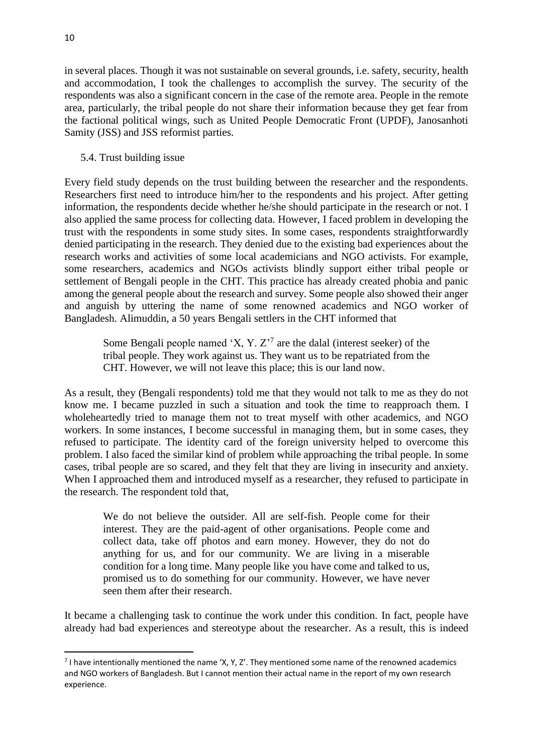in several places. Though it was not sustainable on several grounds, i.e. safety, security, health and accommodation, I took the challenges to accomplish the survey. The security of the respondents was also a significant concern in the case of the remote area. People in the remote area, particularly, the tribal people do not share their information because they get fear from the factional political wings, such as United People Democratic Front (UPDF), Janosanhoti Samity (JSS) and JSS reformist parties.

### 5.4. Trust building issue

Every field study depends on the trust building between the researcher and the respondents. Researchers first need to introduce him/her to the respondents and his project. After getting information, the respondents decide whether he/she should participate in the research or not. I also applied the same process for collecting data. However, I faced problem in developing the trust with the respondents in some study sites. In some cases, respondents straightforwardly denied participating in the research. They denied due to the existing bad experiences about the research works and activities of some local academicians and NGO activists. For example, some researchers, academics and NGOs activists blindly support either tribal people or settlement of Bengali people in the CHT. This practice has already created phobia and panic among the general people about the research and survey. Some people also showed their anger and anguish by uttering the name of some renowned academics and NGO worker of Bangladesh. Alimuddin, a 50 years Bengali settlers in the CHT informed that

> Some Bengali people named 'X, Y. Z'[7] are the dalal (interest seeker) of the tribal people. They work against us. They want us to be repatriated from the CHT. However, we will not leave this place; this is our land now.

As a result, they (Bengali respondents) told me that they would not talk to me as they do not know me. I became puzzled in such a situation and took the time to reapproach them. I wholeheartedly tried to manage them not to treat myself with other academics, and NGO workers. In some instances, I become successful in managing them, but in some cases, they refused to participate. The identity card of the foreign university helped to overcome this problem. I also faced the similar kind of problem while approaching the tribal people. In some cases, tribal people are so scared, and they felt that they are living in insecurity and anxiety. When I approached them and introduced myself as a researcher, they refused to participate in the research. The respondent told that,

> We do not believe the outsider. All are self-fish. People come for their interest. They are the paid-agent of other organisations. People come and collect data, take off photos and earn money. However, they do not do anything for us, and for our community. We are living in a miserable condition for a long time. Many people like you have come and talked to us, promised us to do something for our community. However, we have never seen them after their research.

It became a challenging task to continue the work under this condition. In fact, people have already had bad experiences and stereotype about the researcher. As a result, this is indeed

[7] I have intentionally mentioned the name 'X, Y, Z'. They mentioned some name of the renowned academics and NGO workers of Bangladesh. But I cannot mention their actual name in the report of my own research experience.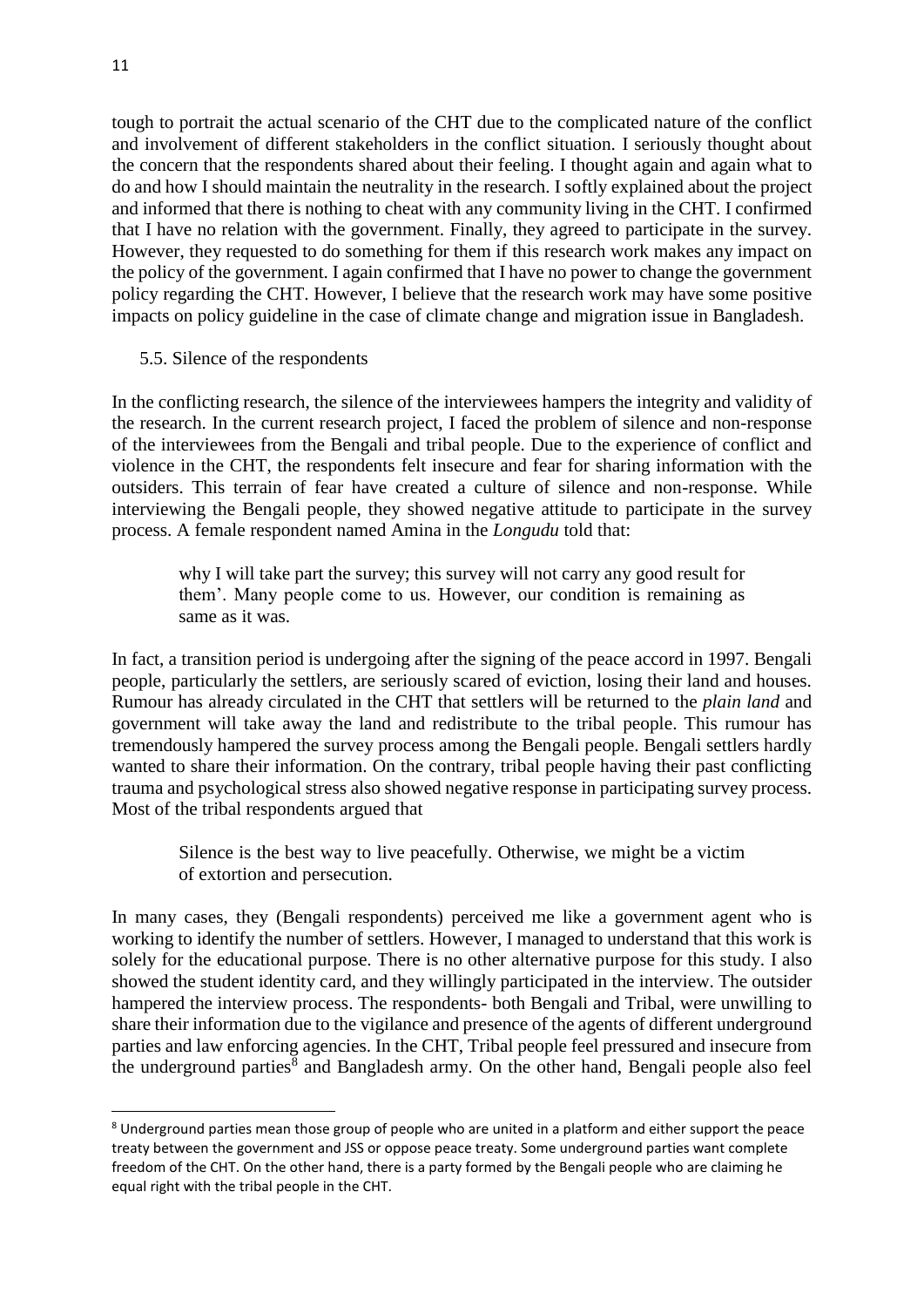tough to portrait the actual scenario of the CHT due to the complicated nature of the conflict and involvement of different stakeholders in the conflict situation. I seriously thought about the concern that the respondents shared about their feeling. I thought again and again what to do and how I should maintain the neutrality in the research. I softly explained about the project and informed that there is nothing to cheat with any community living in the CHT. I confirmed that I have no relation with the government. Finally, they agreed to participate in the survey. However, they requested to do something for them if this research work makes any impact on the policy of the government. I again confirmed that I have no power to change the government policy regarding the CHT. However, I believe that the research work may have some positive impacts on policy guideline in the case of climate change and migration issue in Bangladesh.

### 5.5. Silence of the respondents

In the conflicting research, the silence of the interviewees hampers the integrity and validity of the research. In the current research project, I faced the problem of silence and non-response of the interviewees from the Bengali and tribal people. Due to the experience of conflict and violence in the CHT, the respondents felt insecure and fear for sharing information with the outsiders. This terrain of fear have created a culture of silence and non-response. While interviewing the Bengali people, they showed negative attitude to participate in the survey process. A female respondent named Amina in the *Longudu* told that:

> why I will take part the survey; this survey will not carry any good result for them'. Many people come to us. However, our condition is remaining as same as it was.

In fact, a transition period is undergoing after the signing of the peace accord in 1997. Bengali people, particularly the settlers, are seriously scared of eviction, losing their land and houses. Rumour has already circulated in the CHT that settlers will be returned to the *plain land* and government will take away the land and redistribute to the tribal people. This rumour has tremendously hampered the survey process among the Bengali people. Bengali settlers hardly wanted to share their information. On the contrary, tribal people having their past conflicting trauma and psychological stress also showed negative response in participating survey process. Most of the tribal respondents argued that

> Silence is the best way to live peacefully. Otherwise, we might be a victim of extortion and persecution.

In many cases, they (Bengali respondents) perceived me like a government agent who is working to identify the number of settlers. However, I managed to understand that this work is solely for the educational purpose. There is no other alternative purpose for this study. I also showed the student identity card, and they willingly participated in the interview. The outsider hampered the interview process. The respondents- both Bengali and Tribal, were unwilling to share their information due to the vigilance and presence of the agents of different underground parties and law enforcing agencies. In the CHT, Tribal people feel pressured and insecure from the underground parties[8] and Bangladesh army. On the other hand, Bengali people also feel

[8] Underground parties mean those group of people who are united in a platform and either support the peace treaty between the government and JSS or oppose peace treaty. Some underground parties want complete freedom of the CHT. On the other hand, there is a party formed by the Bengali people who are claiming he equal right with the tribal people in the CHT.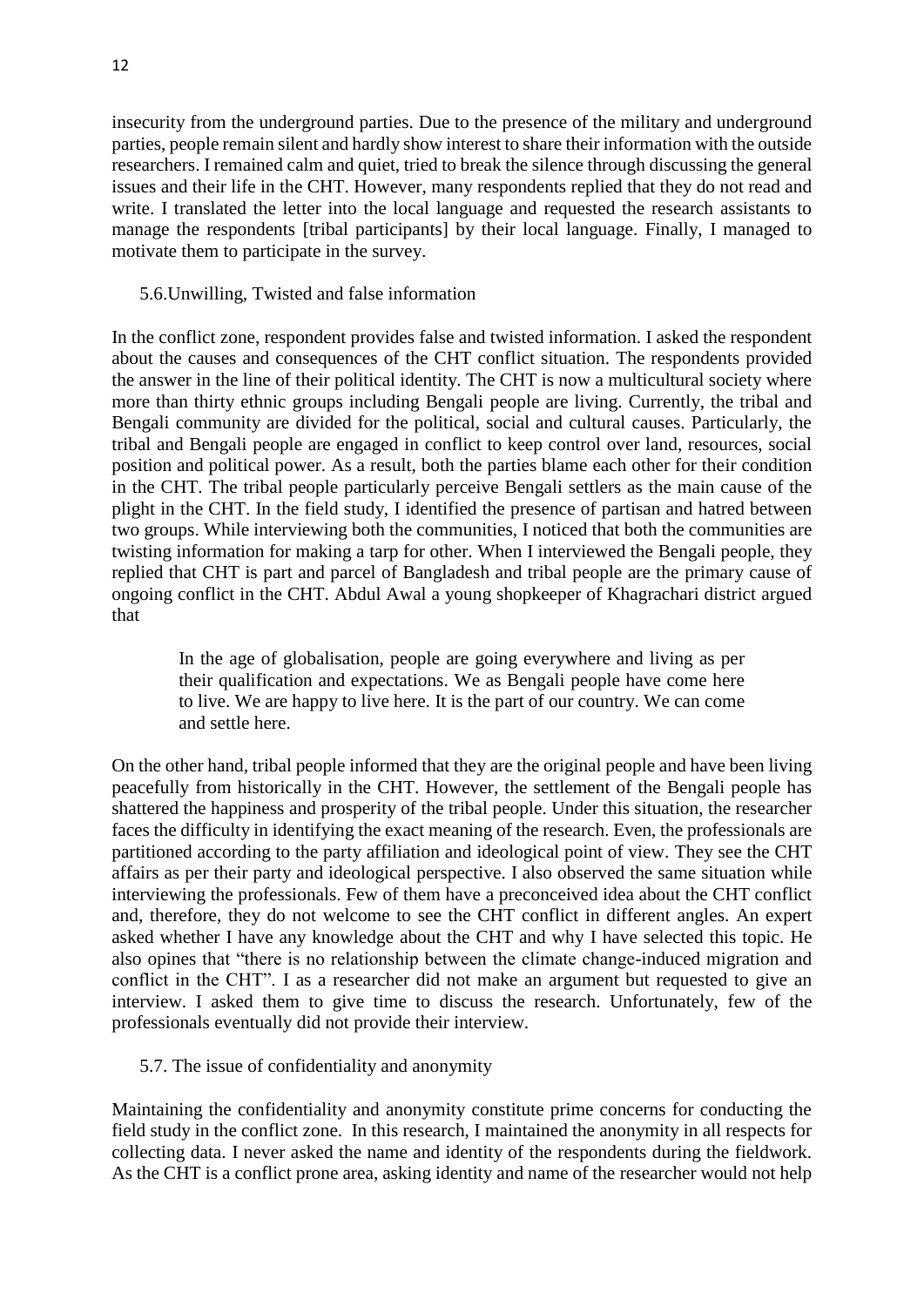insecurity from the underground parties. Due to the presence of the military and underground parties, people remain silent and hardly show interest to share their information with the outside researchers. I remained calm and quiet, tried to break the silence through discussing the general issues and their life in the CHT. However, many respondents replied that they do not read and write. I translated the letter into the local language and requested the research assistants to manage the respondents [tribal participants] by their local language. Finally, I managed to motivate them to participate in the survey.

### 5.6. Unwilling, Twisted and false information

In the conflict zone, respondent provides false and twisted information. I asked the respondent about the causes and consequences of the CHT conflict situation. The respondents provided the answer in the line of their political identity. The CHT is now a multicultural society where more than thirty ethnic groups including Bengali people are living. Currently, the tribal and Bengali community are divided for the political, social and cultural causes. Particularly, the tribal and Bengali people are engaged in conflict to keep control over land, resources, social position and political power. As a result, both the parties blame each other for their condition in the CHT. The tribal people particularly perceive Bengali settlers as the main cause of the plight in the CHT. In the field study, I identified the presence of partisan and hatred between two groups. While interviewing both the communities, I noticed that both the communities are twisting information for making a tarp for other. When I interviewed the Bengali people, they replied that CHT is part and parcel of Bangladesh and tribal people are the primary cause of ongoing conflict in the CHT. Abdul Awal a young shopkeeper of Khagrachari district argued that

> In the age of globalisation, people are going everywhere and living as per their qualification and expectations. We as Bengali people have come here to live. We are happy to live here. It is the part of our country. We can come and settle here.

On the other hand, tribal people informed that they are the original people and have been living peacefully from historically in the CHT. However, the settlement of the Bengali people has shattered the happiness and prosperity of the tribal people. Under this situation, the researcher faces the difficulty in identifying the exact meaning of the research. Even, the professionals are partitioned according to the party affiliation and ideological point of view. They see the CHT affairs as per their party and ideological perspective. I also observed the same situation while interviewing the professionals. Few of them have a preconceived idea about the CHT conflict and, therefore, they do not welcome to see the CHT conflict in different angles. An expert asked whether I have any knowledge about the CHT and why I have selected this topic. He also opines that "there is no relationship between the climate change-induced migration and conflict in the CHT". I as a researcher did not make an argument but requested to give an interview. I asked them to give time to discuss the research. Unfortunately, few of the professionals eventually did not provide their interview.

### 5.7. The issue of confidentiality and anonymity

Maintaining the confidentiality and anonymity constitute prime concerns for conducting the field study in the conflict zone. In this research, I maintained the anonymity in all respects for collecting data. I never asked the name and identity of the respondents during the fieldwork. As the CHT is a conflict prone area, asking identity and name of the researcher would not help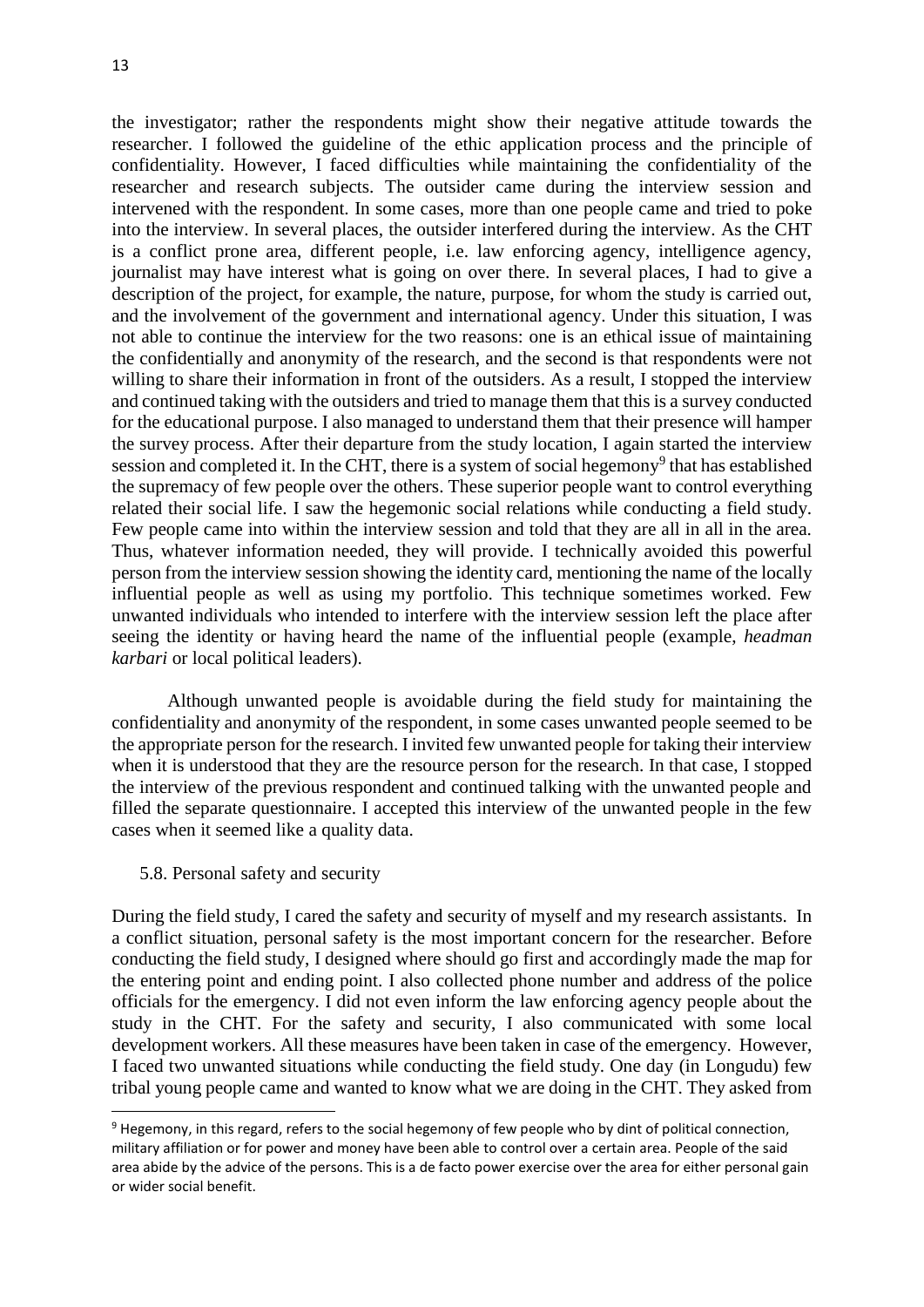the investigator; rather the respondents might show their negative attitude towards the researcher. I followed the guideline of the ethic application process and the principle of confidentiality. However, I faced difficulties while maintaining the confidentiality of the researcher and research subjects. The outsider came during the interview session and intervened with the respondent. In some cases, more than one people came and tried to poke into the interview. In several places, the outsider interfered during the interview. As the CHT is a conflict prone area, different people, i.e. law enforcing agency, intelligence agency, journalist may have interest what is going on over there. In several places, I had to give a description of the project, for example, the nature, purpose, for whom the study is carried out, and the involvement of the government and international agency. Under this situation, I was not able to continue the interview for the two reasons: one is an ethical issue of maintaining the confidentially and anonymity of the research, and the second is that respondents were not willing to share their information in front of the outsiders. As a result, I stopped the interview and continued taking with the outsiders and tried to manage them that this is a survey conducted for the educational purpose. I also managed to understand them that their presence will hamper the survey process. After their departure from the study location, I again started the interview session and completed it. In the CHT, there is a system of social hegemony[9] that has established the supremacy of few people over the others. These superior people want to control everything related their social life. I saw the hegemonic social relations while conducting a field study. Few people came into within the interview session and told that they are all in all in the area. Thus, whatever information needed, they will provide. I technically avoided this powerful person from the interview session showing the identity card, mentioning the name of the locally influential people as well as using my portfolio. This technique sometimes worked. Few unwanted individuals who intended to interfere with the interview session left the place after seeing the identity or having heard the name of the influential people (example, *headman karbari* or local political leaders).

Although unwanted people is avoidable during the field study for maintaining the confidentiality and anonymity of the respondent, in some cases unwanted people seemed to be the appropriate person for the research. I invited few unwanted people for taking their interview when it is understood that they are the resource person for the research. In that case, I stopped the interview of the previous respondent and continued talking with the unwanted people and filled the separate questionnaire. I accepted this interview of the unwanted people in the few cases when it seemed like a quality data.

### 5.8. Personal safety and security

During the field study, I cared the safety and security of myself and my research assistants. In a conflict situation, personal safety is the most important concern for the researcher. Before conducting the field study, I designed where should go first and accordingly made the map for the entering point and ending point. I also collected phone number and address of the police officials for the emergency. I did not even inform the law enforcing agency people about the study in the CHT. For the safety and security, I also communicated with some local development workers. All these measures have been taken in case of the emergency. However, I faced two unwanted situations while conducting the field study. One day (in Longudu) few tribal young people came and wanted to know what we are doing in the CHT. They asked from

---

[9] Hegemony, in this regard, refers to the social hegemony of few people who by dint of political connection, military affiliation or for power and money have been able to control over a certain area. People of the said area abide by the advice of the persons. This is a de facto power exercise over the area for either personal gain or wider social benefit.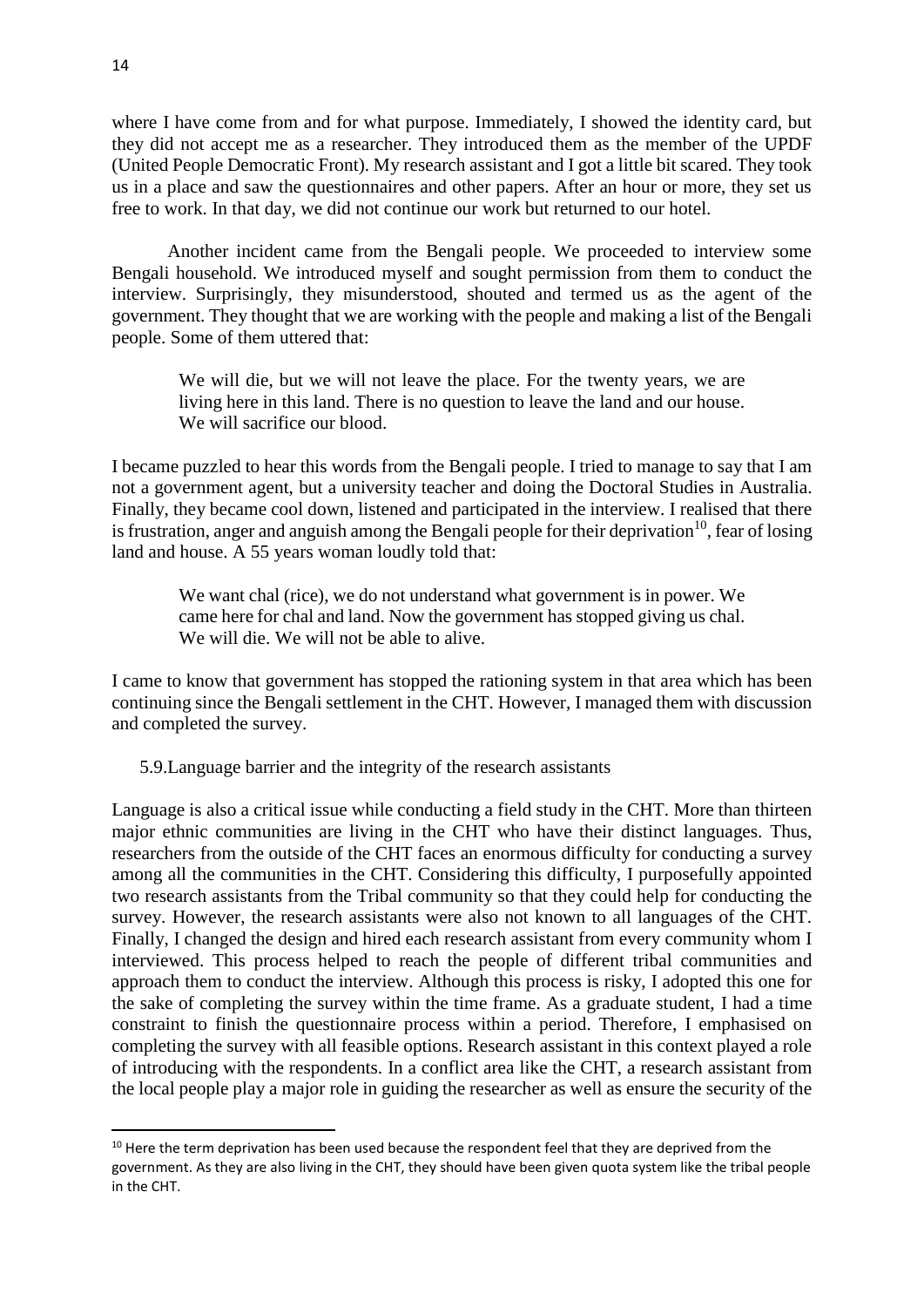where I have come from and for what purpose. Immediately, I showed the identity card, but they did not accept me as a researcher. They introduced them as the member of the UPDF (United People Democratic Front). My research assistant and I got a little bit scared. They took us in a place and saw the questionnaires and other papers. After an hour or more, they set us free to work. In that day, we did not continue our work but returned to our hotel.

Another incident came from the Bengali people. We proceeded to interview some Bengali household. We introduced myself and sought permission from them to conduct the interview. Surprisingly, they misunderstood, shouted and termed us as the agent of the government. They thought that we are working with the people and making a list of the Bengali people. Some of them uttered that:

> We will die, but we will not leave the place. For the twenty years, we are living here in this land. There is no question to leave the land and our house. We will sacrifice our blood.

I became puzzled to hear this words from the Bengali people. I tried to manage to say that I am not a government agent, but a university teacher and doing the Doctoral Studies in Australia. Finally, they became cool down, listened and participated in the interview. I realised that there is frustration, anger and anguish among the Bengali people for their deprivation[10], fear of losing land and house. A 55 years woman loudly told that:

> We want chal (rice), we do not understand what government is in power. We came here for chal and land. Now the government has stopped giving us chal. We will die. We will not be able to alive.

I came to know that government has stopped the rationing system in that area which has been continuing since the Bengali settlement in the CHT. However, I managed them with discussion and completed the survey.

### 5.9. Language barrier and the integrity of the research assistants

Language is also a critical issue while conducting a field study in the CHT. More than thirteen major ethnic communities are living in the CHT who have their distinct languages. Thus, researchers from the outside of the CHT faces an enormous difficulty for conducting a survey among all the communities in the CHT. Considering this difficulty, I purposefully appointed two research assistants from the Tribal community so that they could help for conducting the survey. However, the research assistants were also not known to all languages of the CHT. Finally, I changed the design and hired each research assistant from every community whom I interviewed. This process helped to reach the people of different tribal communities and approach them to conduct the interview. Although this process is risky, I adopted this one for the sake of completing the survey within the time frame. As a graduate student, I had a time constraint to finish the questionnaire process within a period. Therefore, I emphasised on completing the survey with all feasible options. Research assistant in this context played a role of introducing with the respondents. In a conflict area like the CHT, a research assistant from the local people play a major role in guiding the researcher as well as ensure the security of the

[10] Here the term deprivation has been used because the respondent feel that they are deprived from the government. As they are also living in the CHT, they should have been given quota system like the tribal people in the CHT.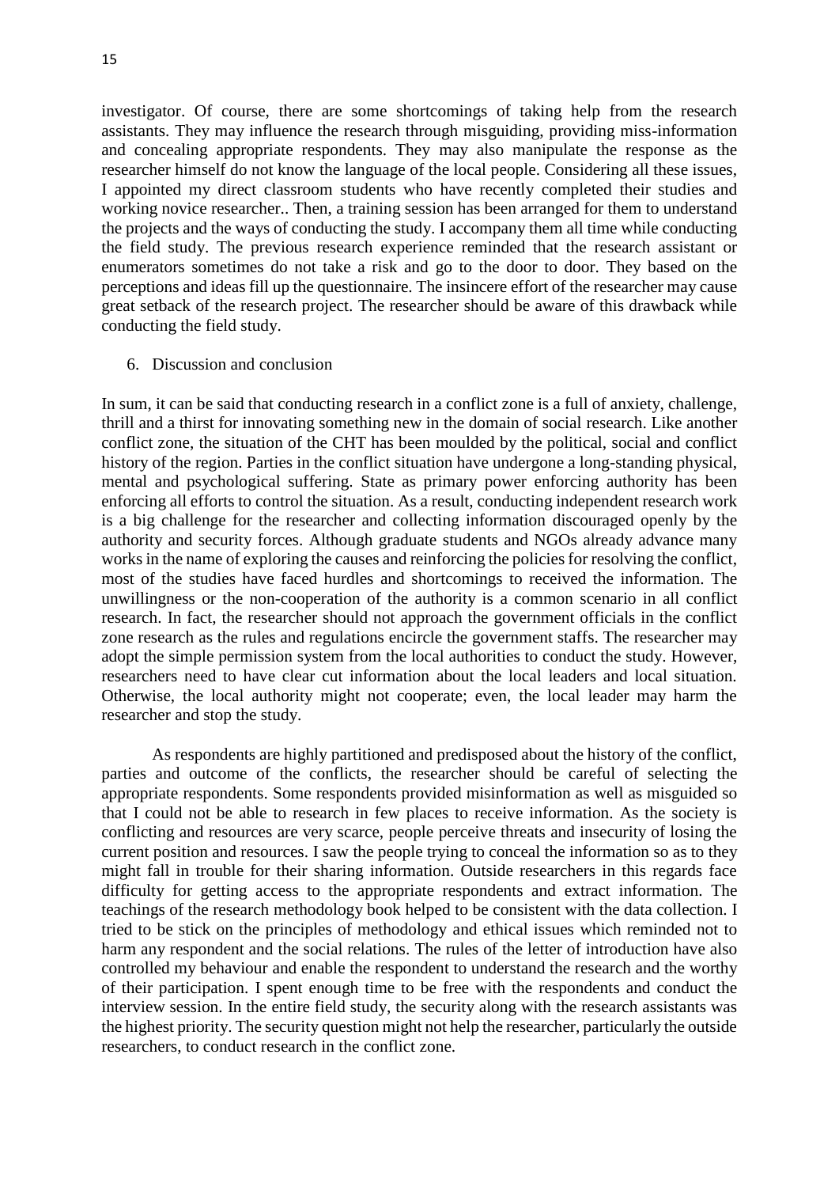investigator. Of course, there are some shortcomings of taking help from the research assistants. They may influence the research through misguiding, providing miss-information and concealing appropriate respondents. They may also manipulate the response as the researcher himself do not know the language of the local people. Considering all these issues, I appointed my direct classroom students who have recently completed their studies and working novice researcher.. Then, a training session has been arranged for them to understand the projects and the ways of conducting the study. I accompany them all time while conducting the field study. The previous research experience reminded that the research assistant or enumerators sometimes do not take a risk and go to the door to door. They based on the perceptions and ideas fill up the questionnaire. The insincere effort of the researcher may cause great setback of the research project. The researcher should be aware of this drawback while conducting the field study.

6. Discussion and conclusion

In sum, it can be said that conducting research in a conflict zone is a full of anxiety, challenge, thrill and a thirst for innovating something new in the domain of social research. Like another conflict zone, the situation of the CHT has been moulded by the political, social and conflict history of the region. Parties in the conflict situation have undergone a long-standing physical, mental and psychological suffering. State as primary power enforcing authority has been enforcing all efforts to control the situation. As a result, conducting independent research work is a big challenge for the researcher and collecting information discouraged openly by the authority and security forces. Although graduate students and NGOs already advance many works in the name of exploring the causes and reinforcing the policies for resolving the conflict, most of the studies have faced hurdles and shortcomings to received the information. The unwillingness or the non-cooperation of the authority is a common scenario in all conflict research. In fact, the researcher should not approach the government officials in the conflict zone research as the rules and regulations encircle the government staffs. The researcher may adopt the simple permission system from the local authorities to conduct the study. However, researchers need to have clear cut information about the local leaders and local situation. Otherwise, the local authority might not cooperate; even, the local leader may harm the researcher and stop the study.

As respondents are highly partitioned and predisposed about the history of the conflict, parties and outcome of the conflicts, the researcher should be careful of selecting the appropriate respondents. Some respondents provided misinformation as well as misguided so that I could not be able to research in few places to receive information. As the society is conflicting and resources are very scarce, people perceive threats and insecurity of losing the current position and resources. I saw the people trying to conceal the information so as to they might fall in trouble for their sharing information. Outside researchers in this regards face difficulty for getting access to the appropriate respondents and extract information. The teachings of the research methodology book helped to be consistent with the data collection. I tried to be stick on the principles of methodology and ethical issues which reminded not to harm any respondent and the social relations. The rules of the letter of introduction have also controlled my behaviour and enable the respondent to understand the research and the worthy of their participation. I spent enough time to be free with the respondents and conduct the interview session. In the entire field study, the security along with the research assistants was the highest priority. The security question might not help the researcher, particularly the outside researchers, to conduct research in the conflict zone.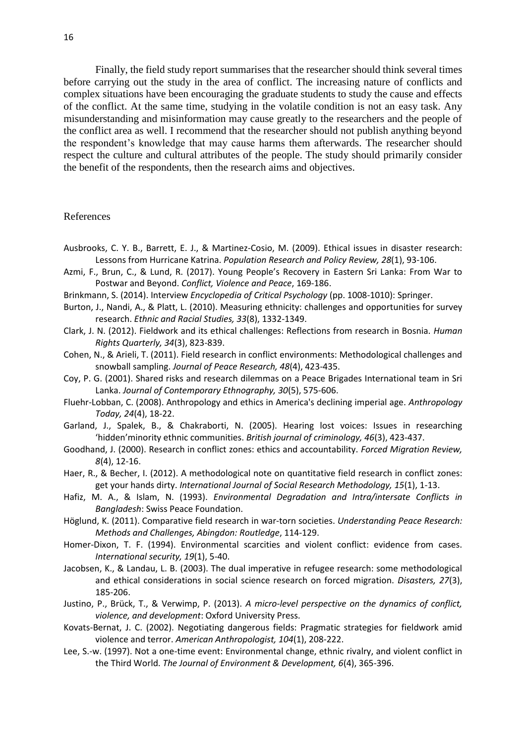Finally, the field study report summarises that the researcher should think several times before carrying out the study in the area of conflict. The increasing nature of conflicts and complex situations have been encouraging the graduate students to study the cause and effects of the conflict. At the same time, studying in the volatile condition is not an easy task. Any misunderstanding and misinformation may cause greatly to the researchers and the people of the conflict area as well. I recommend that the researcher should not publish anything beyond the respondent's knowledge that may cause harms them afterwards. The researcher should respect the culture and cultural attributes of the people. The study should primarily consider the benefit of the respondents, then the research aims and objectives.

## References

Ausbrooks, C. Y. B., Barrett, E. J., & Martinez-Cosio, M. (2009). Ethical issues in disaster research: Lessons from Hurricane Katrina. *Population Research and Policy Review, 28*(1), 93-106.

Azmi, F., Brun, C., & Lund, R. (2017). Young People's Recovery in Eastern Sri Lanka: From War to Postwar and Beyond. *Conflict, Violence and Peace*, 169-186.

Brinkmann, S. (2014). Interview *Encyclopedia of Critical Psychology* (pp. 1008-1010): Springer.

Burton, J., Nandi, A., & Platt, L. (2010). Measuring ethnicity: challenges and opportunities for survey research. *Ethnic and Racial Studies, 33*(8), 1332-1349.

Clark, J. N. (2012). Fieldwork and its ethical challenges: Reflections from research in Bosnia. *Human Rights Quarterly, 34*(3), 823-839.

Cohen, N., & Arieli, T. (2011). Field research in conflict environments: Methodological challenges and snowball sampling. *Journal of Peace Research, 48*(4), 423-435.

Coy, P. G. (2001). Shared risks and research dilemmas on a Peace Brigades International team in Sri Lanka. *Journal of Contemporary Ethnography, 30*(5), 575-606.

Fluehr-Lobban, C. (2008). Anthropology and ethics in America's declining imperial age. *Anthropology Today, 24*(4), 18-22.

Garland, J., Spalek, B., & Chakraborti, N. (2005). Hearing lost voices: Issues in researching 'hidden'minority ethnic communities. *British journal of criminology, 46*(3), 423-437.

Goodhand, J. (2000). Research in conflict zones: ethics and accountability. *Forced Migration Review, 8*(4), 12-16.

Haer, R., & Becher, I. (2012). A methodological note on quantitative field research in conflict zones: get your hands dirty. *International Journal of Social Research Methodology, 15*(1), 1-13.

Hafiz, M. A., & Islam, N. (1993). *Environmental Degradation and Intra/intersate Conflicts in Bangladesh*: Swiss Peace Foundation.

Höglund, K. (2011). Comparative field research in war-torn societies. *Understanding Peace Research: Methods and Challenges, Abingdon: Routledge*, 114-129.

Homer-Dixon, T. F. (1994). Environmental scarcities and violent conflict: evidence from cases. *International security, 19*(1), 5-40.

Jacobsen, K., & Landau, L. B. (2003). The dual imperative in refugee research: some methodological and ethical considerations in social science research on forced migration. *Disasters, 27*(3), 185-206.

Justino, P., Brück, T., & Verwimp, P. (2013). *A micro-level perspective on the dynamics of conflict, violence, and development*: Oxford University Press.

Kovats-Bernat, J. C. (2002). Negotiating dangerous fields: Pragmatic strategies for fieldwork amid violence and terror. *American Anthropologist, 104*(1), 208-222.

Lee, S.-w. (1997). Not a one-time event: Environmental change, ethnic rivalry, and violent conflict in the Third World. *The Journal of Environment & Development, 6*(4), 365-396.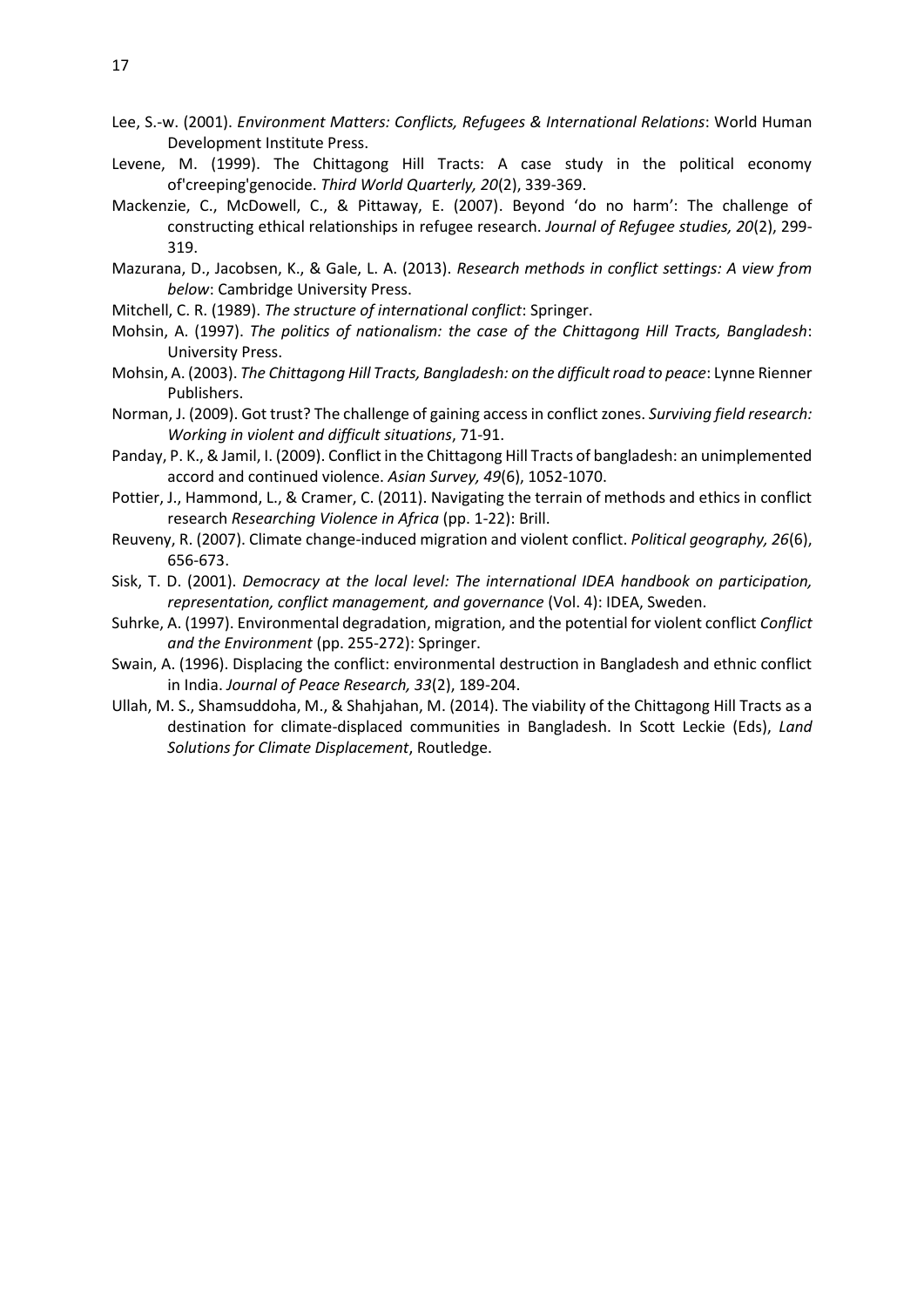Lee, S.-w. (2001). *Environment Matters: Conflicts, Refugees & International Relations*: World Human Development Institute Press.

Levene, M. (1999). The Chittagong Hill Tracts: A case study in the political economy of'creeping'genocide. *Third World Quarterly, 20*(2), 339-369.

Mackenzie, C., McDowell, C., & Pittaway, E. (2007). Beyond 'do no harm': The challenge of constructing ethical relationships in refugee research. *Journal of Refugee studies, 20*(2), 299-319.

Mazurana, D., Jacobsen, K., & Gale, L. A. (2013). *Research methods in conflict settings: A view from below*: Cambridge University Press.

Mitchell, C. R. (1989). *The structure of international conflict*: Springer.

Mohsin, A. (1997). *The politics of nationalism: the case of the Chittagong Hill Tracts, Bangladesh*: University Press.

Mohsin, A. (2003). *The Chittagong Hill Tracts, Bangladesh: on the difficult road to peace*: Lynne Rienner Publishers.

Norman, J. (2009). Got trust? The challenge of gaining access in conflict zones. *Surviving field research: Working in violent and difficult situations*, 71-91.

Panday, P. K., & Jamil, I. (2009). Conflict in the Chittagong Hill Tracts of bangladesh: an unimplemented accord and continued violence. *Asian Survey, 49*(6), 1052-1070.

Pottier, J., Hammond, L., & Cramer, C. (2011). Navigating the terrain of methods and ethics in conflict research *Researching Violence in Africa* (pp. 1-22): Brill.

Reuveny, R. (2007). Climate change-induced migration and violent conflict. *Political geography, 26*(6), 656-673.

Sisk, T. D. (2001). *Democracy at the local level: The international IDEA handbook on participation, representation, conflict management, and governance* (Vol. 4): IDEA, Sweden.

Suhrke, A. (1997). Environmental degradation, migration, and the potential for violent conflict *Conflict and the Environment* (pp. 255-272): Springer.

Swain, A. (1996). Displacing the conflict: environmental destruction in Bangladesh and ethnic conflict in India. *Journal of Peace Research, 33*(2), 189-204.

Ullah, M. S., Shamsuddoha, M., & Shahjahan, M. (2014). The viability of the Chittagong Hill Tracts as a destination for climate-displaced communities in Bangladesh. In Scott Leckie (Eds), *Land Solutions for Climate Displacement*, Routledge.